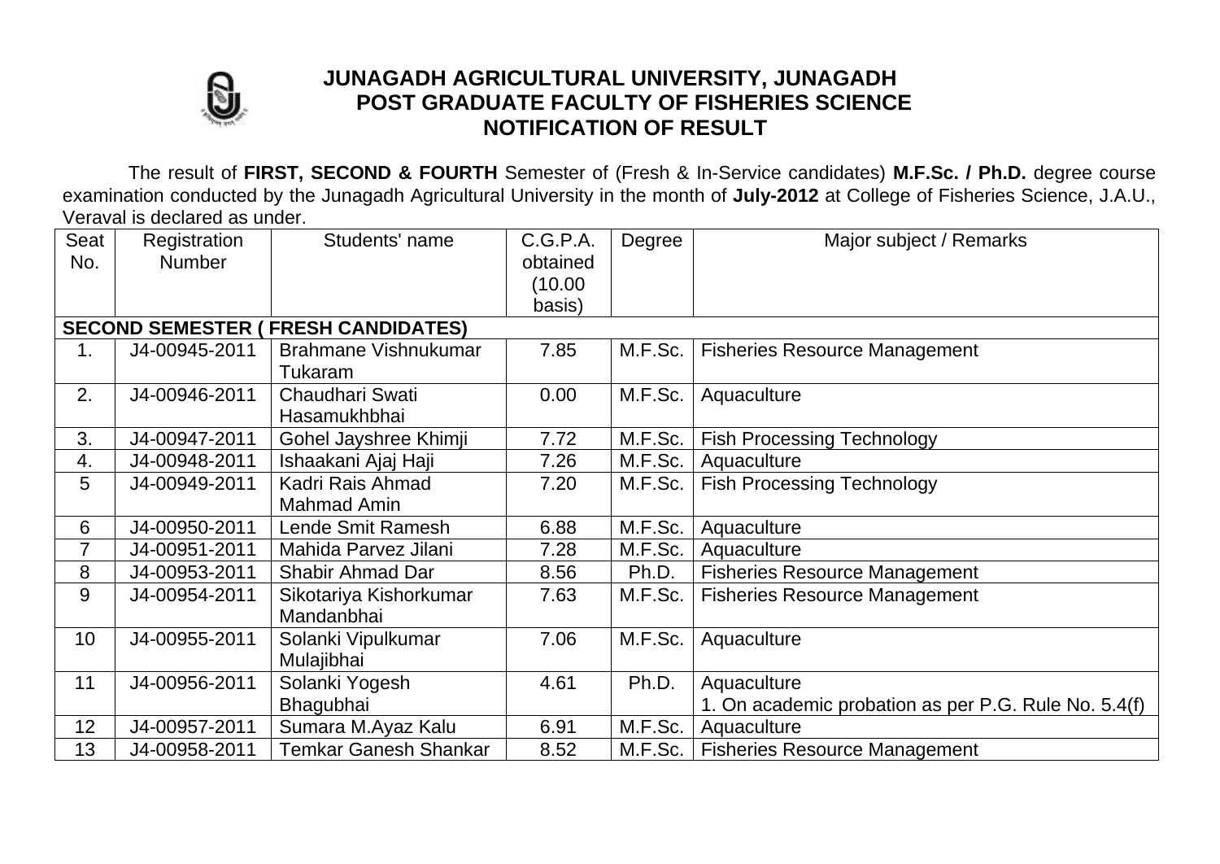# JUNAGADH AGRICULTURAL UNIVERSITY, JUNAGADH
## POST GRADUATE FACULTY OF FISHERIES SCIENCE
## NOTIFICATION OF RESULT

The result of **FIRST, SECOND & FOURTH** Semester of (Fresh & In-Service candidates) **M.F.Sc. / Ph.D.** degree course examination conducted by the Junagadh Agricultural University in the month of **July-2012** at College of Fisheries Science, J.A.U., Veraval is declared as under.

| Seat No. | Registration Number | Students' name | C.G.P.A. obtained (10.00 basis) | Degree | Major subject / Remarks |
|---|---|---|---|---|---|
| **SECOND SEMESTER ( FRESH CANDIDATES)** | | | | | |
| 1. | J4-00945-2011 | Brahmane Vishnukumar Tukaram | 7.85 | M.F.Sc. | Fisheries Resource Management |
| 2. | J4-00946-2011 | Chaudhari Swati Hasamukhbhai | 0.00 | M.F.Sc. | Aquaculture |
| 3. | J4-00947-2011 | Gohel Jayshree Khimji | 7.72 | M.F.Sc. | Fish Processing Technology |
| 4. | J4-00948-2011 | Ishaakani Ajaj Haji | 7.26 | M.F.Sc. | Aquaculture |
| 5 | J4-00949-2011 | Kadri Rais Ahmad Mahmad Amin | 7.20 | M.F.Sc. | Fish Processing Technology |
| 6 | J4-00950-2011 | Lende Smit Ramesh | 6.88 | M.F.Sc. | Aquaculture |
| 7 | J4-00951-2011 | Mahida Parvez Jilani | 7.28 | M.F.Sc. | Aquaculture |
| 8 | J4-00953-2011 | Shabir Ahmad Dar | 8.56 | Ph.D. | Fisheries Resource Management |
| 9 | J4-00954-2011 | Sikotariya Kishorkumar Mandanbhai | 7.63 | M.F.Sc. | Fisheries Resource Management |
| 10 | J4-00955-2011 | Solanki Vipulkumar Mulajibhai | 7.06 | M.F.Sc. | Aquaculture |
| 11 | J4-00956-2011 | Solanki Yogesh Bhagubhai | 4.61 | Ph.D. | Aquaculture<br>1. On academic probation as per P.G. Rule No. 5.4(f) |
| 12 | J4-00957-2011 | Sumara M.Ayaz Kalu | 6.91 | M.F.Sc. | Aquaculture |
| 13 | J4-00958-2011 | Temkar Ganesh Shankar | 8.52 | M.F.Sc. | Fisheries Resource Management |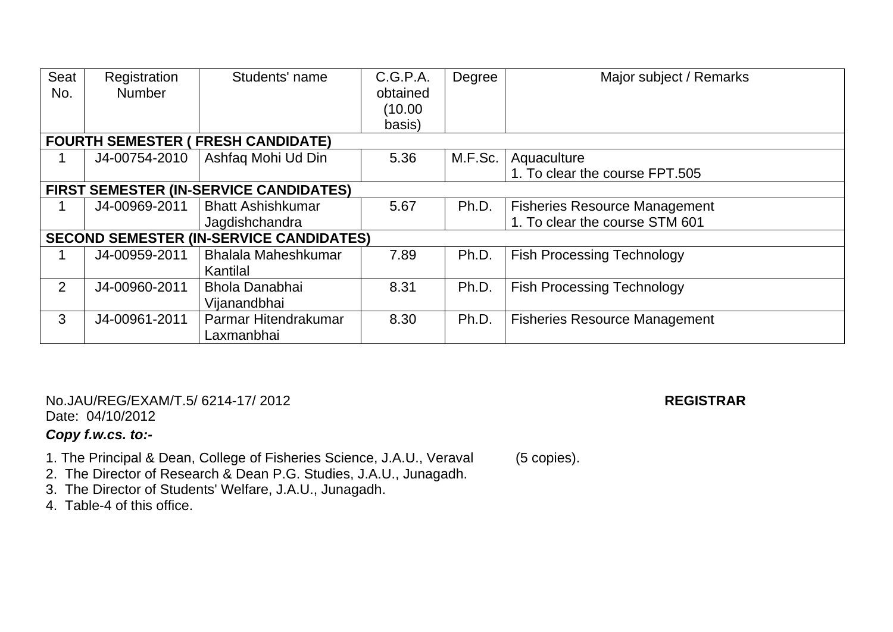| Seat No. | Registration Number | Students' name | C.G.P.A. obtained (10.00 basis) | Degree | Major subject / Remarks |
|---|---|---|---|---|---|
| **FOURTH SEMESTER ( FRESH CANDIDATE)** | | | | | |
| 1 | J4-00754-2010 | Ashfaq Mohi Ud Din | 5.36 | M.F.Sc. | Aquaculture<br>1. To clear the course FPT.505 |
| **FIRST SEMESTER (IN-SERVICE CANDIDATES)** | | | | | |
| 1 | J4-00969-2011 | Bhatt Ashishkumar Jagdishchandra | 5.67 | Ph.D. | Fisheries Resource Management<br>1. To clear the course STM 601 |
| **SECOND SEMESTER (IN-SERVICE CANDIDATES)** | | | | | |
| 1 | J4-00959-2011 | Bhalala Maheshkumar Kantilal | 7.89 | Ph.D. | Fish Processing Technology |
| 2 | J4-00960-2011 | Bhola Danabhai Vijanandbhai | 8.31 | Ph.D. | Fish Processing Technology |
| 3 | J4-00961-2011 | Parmar Hitendrakumar Laxmanbhai | 8.30 | Ph.D. | Fisheries Resource Management |

No.JAU/REG/EXAM/T.5/ 6214-17/ 2012

Date: 04/10/2012

**REGISTRAR**

***Copy f.w.cs. to:-***

1. The Principal & Dean, College of Fisheries Science, J.A.U., Veraval (5 copies).
2. The Director of Research & Dean P.G. Studies, J.A.U., Junagadh.
3. The Director of Students' Welfare, J.A.U., Junagadh.
4. Table-4 of this office.